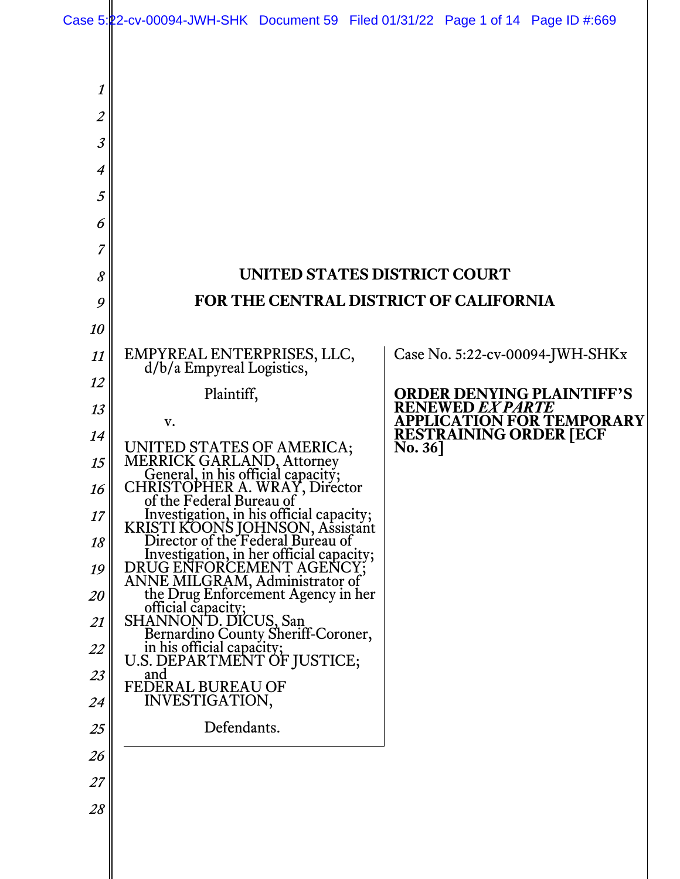# UNITED STATES DISTRICT COURT
# FOR THE CENTRAL DISTRICT OF CALIFORNIA

EMPYREAL ENTERPRISES, LLC, d/b/a Empyreal Logistics,

Plaintiff,

v.

UNITED STATES OF AMERICA; MERRICK GARLAND, Attorney General, in his official capacity; CHRISTOPHER A. WRAY, Director of the Federal Bureau of Investigation, in his official capacity; KRISTI KOONS JOHNSON, Assistant Director of the Federal Bureau of Investigation, in her official capacity; DRUG ENFORCEMENT AGENCY; ANNE MILGRAM, Administrator of the Drug Enforcement Agency in her official capacity; SHANNON D. DICUS, San Bernardino County Sheriff-Coroner, in his official capacity; U.S. DEPARTMENT OF JUSTICE; and FEDERAL BUREAU OF INVESTIGATION,

Defendants.

Case No. 5:22-cv-00094-JWH-SHKx

**ORDER DENYING PLAINTIFF'S RENEWED *EX PARTE* APPLICATION FOR TEMPORARY RESTRAINING ORDER [ECF No. 36]**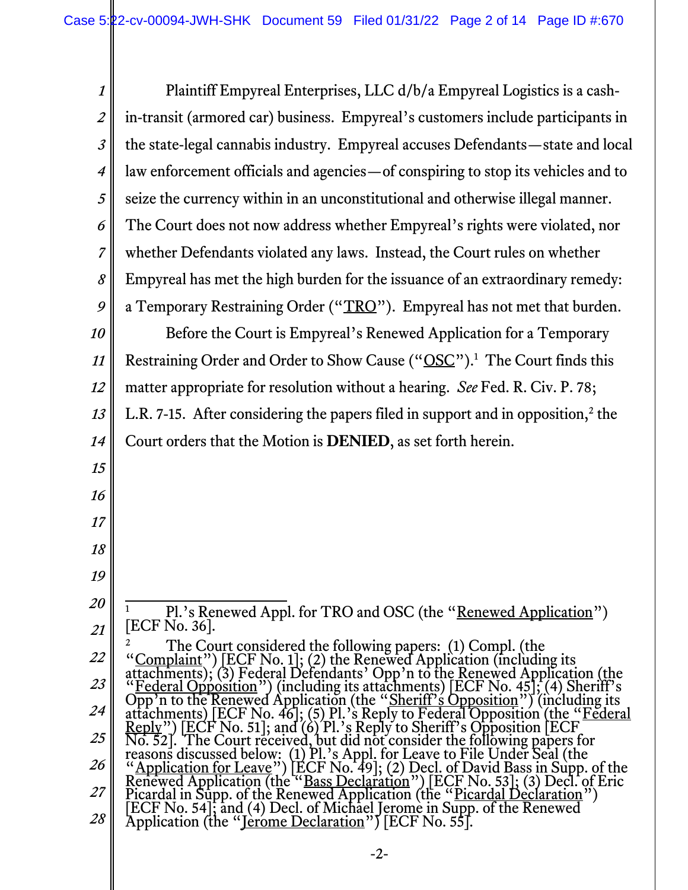Plaintiff Empyreal Enterprises, LLC d/b/a Empyreal Logistics is a cash-in-transit (armored car) business. Empyreal's customers include participants in the state-legal cannabis industry. Empyreal accuses Defendants—state and local law enforcement officials and agencies—of conspiring to stop its vehicles and to seize the currency within in an unconstitutional and otherwise illegal manner. The Court does not now address whether Empyreal's rights were violated, nor whether Defendants violated any laws. Instead, the Court rules on whether Empyreal has met the high burden for the issuance of an extraordinary remedy: a Temporary Restraining Order ("TRO"). Empyreal has not met that burden.

Before the Court is Empyreal's Renewed Application for a Temporary Restraining Order and Order to Show Cause ("OSC").[1] The Court finds this matter appropriate for resolution without a hearing. *See* Fed. R. Civ. P. 78; L.R. 7-15. After considering the papers filed in support and in opposition,[2] the Court orders that the Motion is **DENIED**, as set forth herein.

---

[1] Pl.'s Renewed Appl. for TRO and OSC (the "Renewed Application") [ECF No. 36].

[2] The Court considered the following papers: (1) Compl. (the "Complaint") [ECF No. 1]; (2) the Renewed Application (including its attachments); (3) Federal Defendants' Opp'n to the Renewed Application (the "Federal Opposition") (including its attachments) [ECF No. 45]; (4) Sheriff's Opp'n to the Renewed Application (the "Sheriff's Opposition") (including its attachments) [ECF No. 46]; (5) Pl.'s Reply to Federal Opposition (the "Federal Reply") [ECF No. 51]; and (6) Pl.'s Reply to Sheriff's Opposition [ECF No. 52]. The Court received, but did not consider the following papers for reasons discussed below: (1) Pl.'s Appl. for Leave to File Under Seal (the "Application for Leave") [ECF No. 49]; (2) Decl. of David Bass in Supp. of the Renewed Application (the "Bass Declaration") [ECF No. 53]; (3) Decl. of Eric Picardal in Supp. of the Renewed Application (the "Picardal Declaration") [ECF No. 54]; and (4) Decl. of Michael Jerome in Supp. of the Renewed Application (the "Jerome Declaration") [ECF No. 55].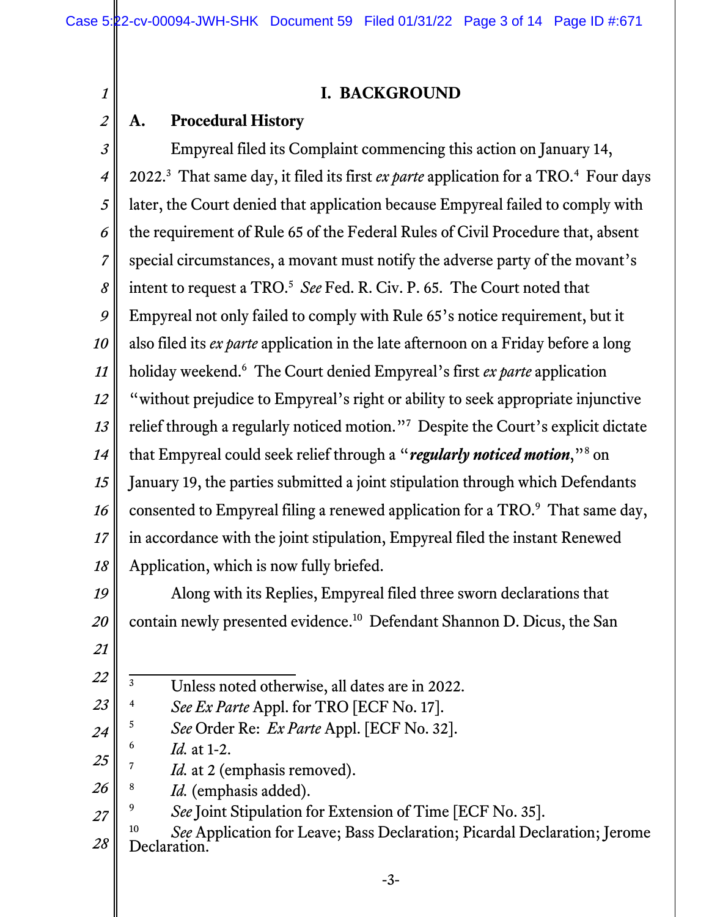# I. BACKGROUND

## A. Procedural History

Empyreal filed its Complaint commencing this action on January 14, 2022.[3] That same day, it filed its first *ex parte* application for a TRO.[4] Four days later, the Court denied that application because Empyreal failed to comply with the requirement of Rule 65 of the Federal Rules of Civil Procedure that, absent special circumstances, a movant must notify the adverse party of the movant's intent to request a TRO.[5] *See* Fed. R. Civ. P. 65. The Court noted that Empyreal not only failed to comply with Rule 65's notice requirement, but it also filed its *ex parte* application in the late afternoon on a Friday before a long holiday weekend.[6] The Court denied Empyreal's first *ex parte* application "without prejudice to Empyreal's right or ability to seek appropriate injunctive relief through a regularly noticed motion."[7] Despite the Court's explicit dictate that Empyreal could seek relief through a "***regularly noticed motion***,"[8] on January 19, the parties submitted a joint stipulation through which Defendants consented to Empyreal filing a renewed application for a TRO.[9] That same day, in accordance with the joint stipulation, Empyreal filed the instant Renewed Application, which is now fully briefed.

Along with its Replies, Empyreal filed three sworn declarations that contain newly presented evidence.[10] Defendant Shannon D. Dicus, the San

---

[3] Unless noted otherwise, all dates are in 2022.

[4] *See Ex Parte* Appl. for TRO [ECF No. 17].

[5] *See* Order Re: *Ex Parte* Appl. [ECF No. 32].

[6] *Id.* at 1-2.

[7] *Id.* at 2 (emphasis removed).

[8] *Id.* (emphasis added).

[9] *See* Joint Stipulation for Extension of Time [ECF No. 35].

[10] *See* Application for Leave; Bass Declaration; Picardal Declaration; Jerome Declaration.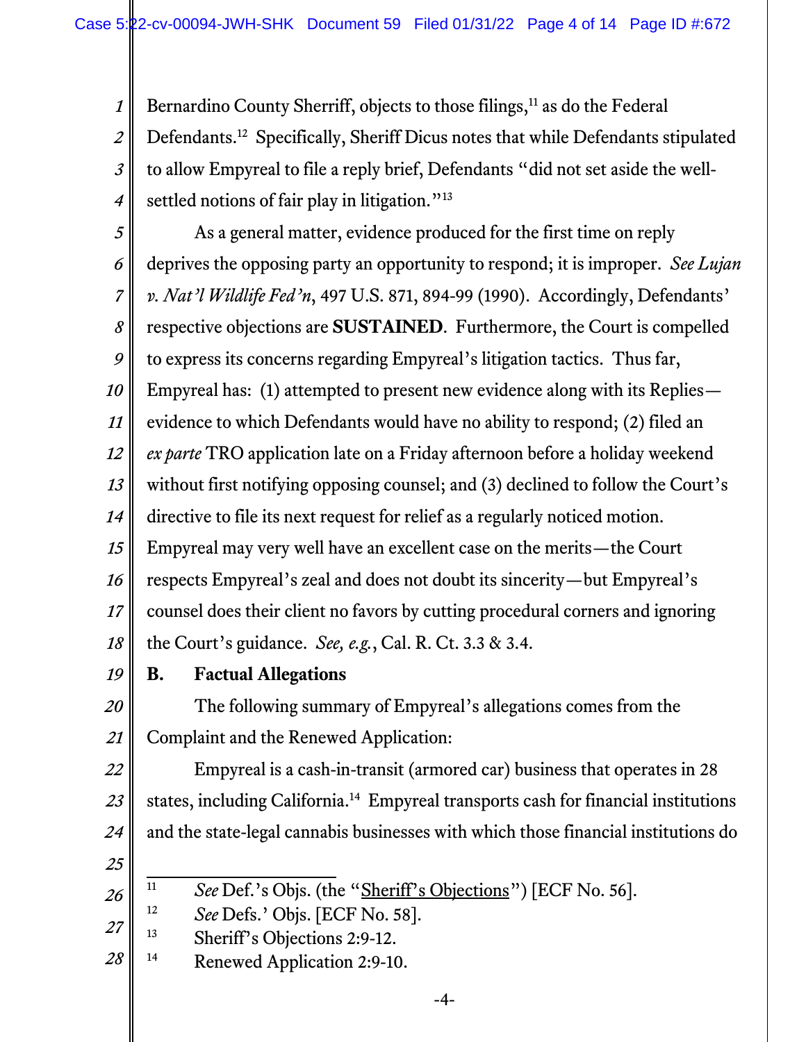Bernardino County Sherriff, objects to those filings,[11] as do the Federal Defendants.[12] Specifically, Sheriff Dicus notes that while Defendants stipulated to allow Empyreal to file a reply brief, Defendants "did not set aside the well-settled notions of fair play in litigation."[13]

As a general matter, evidence produced for the first time on reply deprives the opposing party an opportunity to respond; it is improper. *See Lujan v. Nat'l Wildlife Fed'n*, 497 U.S. 871, 894-99 (1990). Accordingly, Defendants' respective objections are **SUSTAINED**. Furthermore, the Court is compelled to express its concerns regarding Empyreal's litigation tactics. Thus far, Empyreal has: (1) attempted to present new evidence along with its Replies—evidence to which Defendants would have no ability to respond; (2) filed an *ex parte* TRO application late on a Friday afternoon before a holiday weekend without first notifying opposing counsel; and (3) declined to follow the Court's directive to file its next request for relief as a regularly noticed motion. Empyreal may very well have an excellent case on the merits—the Court respects Empyreal's zeal and does not doubt its sincerity—but Empyreal's counsel does their client no favors by cutting procedural corners and ignoring the Court's guidance. *See, e.g.*, Cal. R. Ct. 3.3 & 3.4.

## B. Factual Allegations

The following summary of Empyreal's allegations comes from the Complaint and the Renewed Application:

Empyreal is a cash-in-transit (armored car) business that operates in 28 states, including California.[14] Empyreal transports cash for financial institutions and the state-legal cannabis businesses with which those financial institutions do

---

[11] *See* Def.'s Objs. (the "Sheriff's Objections") [ECF No. 56].

[12] *See* Defs.' Objs. [ECF No. 58].

[13] Sheriff's Objections 2:9-12.

[14] Renewed Application 2:9-10.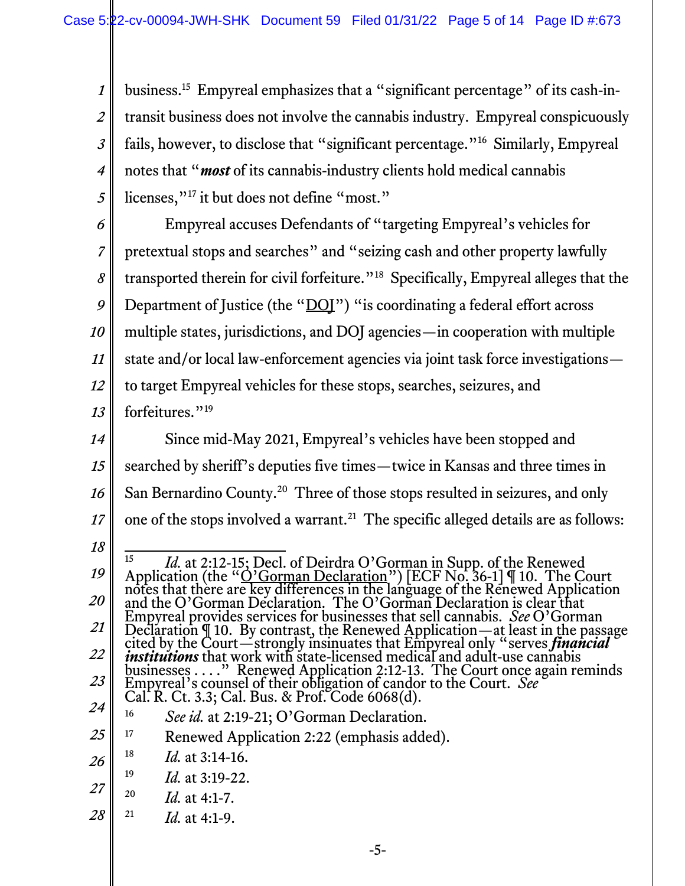business.[15] Empyreal emphasizes that a "significant percentage" of its cash-in-transit business does not involve the cannabis industry. Empyreal conspicuously fails, however, to disclose that "significant percentage."[16] Similarly, Empyreal notes that "***most*** of its cannabis-industry clients hold medical cannabis licenses,"[17] it but does not define "most."

Empyreal accuses Defendants of "targeting Empyreal's vehicles for pretextual stops and searches" and "seizing cash and other property lawfully transported therein for civil forfeiture."[18] Specifically, Empyreal alleges that the Department of Justice (the "DOJ") "is coordinating a federal effort across multiple states, jurisdictions, and DOJ agencies—in cooperation with multiple state and/or local law-enforcement agencies via joint task force investigations—to target Empyreal vehicles for these stops, searches, seizures, and forfeitures."[19]

Since mid-May 2021, Empyreal's vehicles have been stopped and searched by sheriff's deputies five times—twice in Kansas and three times in San Bernardino County.[20] Three of those stops resulted in seizures, and only one of the stops involved a warrant.[21] The specific alleged details are as follows:

---

[15] *Id.* at 2:12-15; Decl. of Deirdra O'Gorman in Supp. of the Renewed Application (the "O'Gorman Declaration") [ECF No. 36-1] ¶ 10. The Court notes that there are key differences in the language of the Renewed Application and the O'Gorman Declaration. The O'Gorman Declaration is clear that Empyreal provides services for businesses that sell cannabis. *See* O'Gorman Declaration ¶ 10. By contrast, the Renewed Application—at least in the passage cited by the Court—strongly insinuates that Empyreal only "serves ***financial institutions*** that work with state-licensed medical and adult-use cannabis businesses . . . ." Renewed Application 2:12-13. The Court once again reminds Empyreal's counsel of their obligation of candor to the Court. *See* Cal. R. Ct. 3.3; Cal. Bus. & Prof. Code 6068(d).

[16] *See id.* at 2:19-21; O'Gorman Declaration.

[17] Renewed Application 2:22 (emphasis added).

[18] *Id.* at 3:14-16.

[19] *Id.* at 3:19-22.

[20] *Id.* at 4:1-7.

[21] *Id.* at 4:1-9.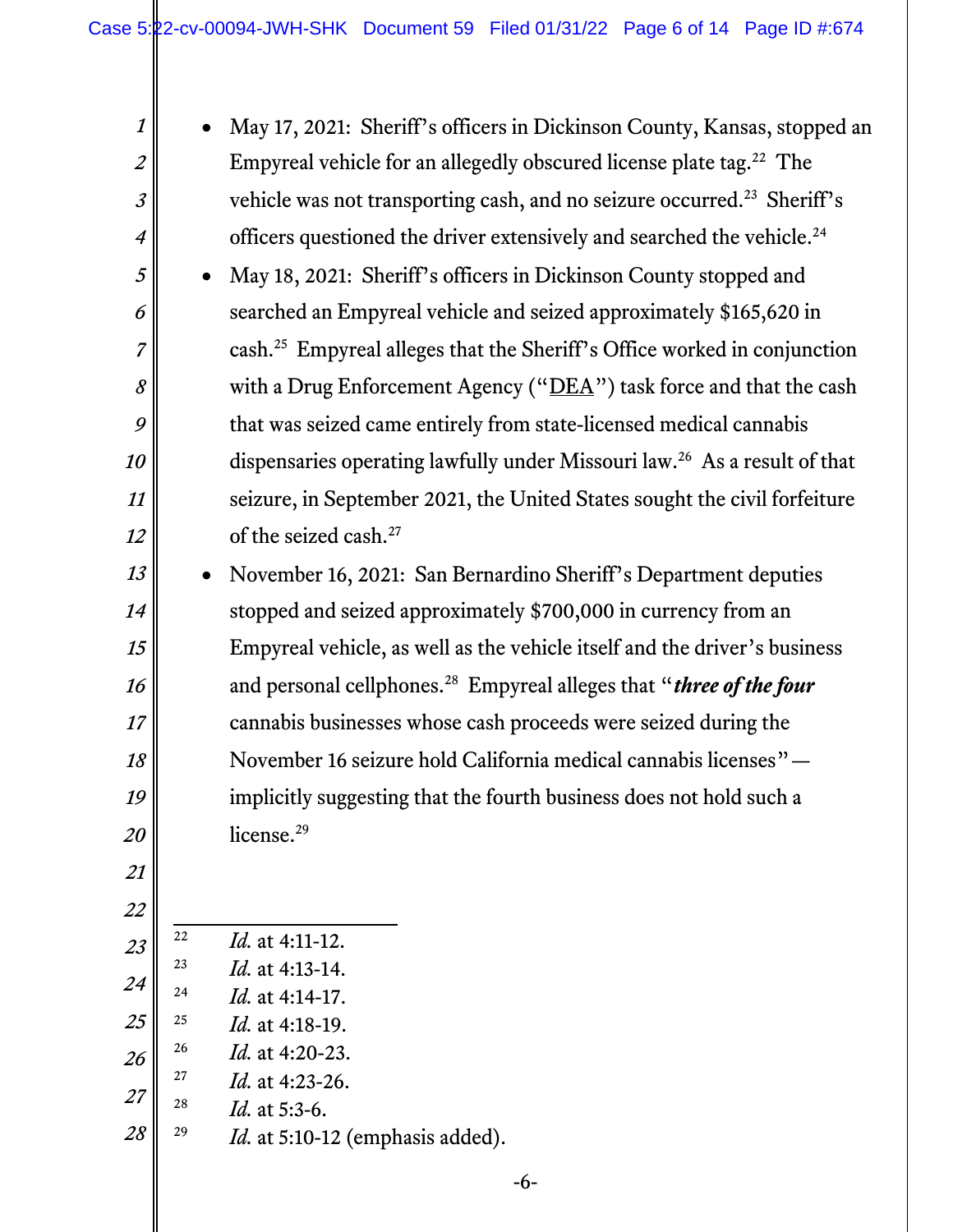- May 17, 2021: Sheriff's officers in Dickinson County, Kansas, stopped an Empyreal vehicle for an allegedly obscured license plate tag.[22] The vehicle was not transporting cash, and no seizure occurred.[23] Sheriff's officers questioned the driver extensively and searched the vehicle.[24]
- May 18, 2021: Sheriff's officers in Dickinson County stopped and searched an Empyreal vehicle and seized approximately $165,620 in cash.[25] Empyreal alleges that the Sheriff's Office worked in conjunction with a Drug Enforcement Agency ("DEA") task force and that the cash that was seized came entirely from state-licensed medical cannabis dispensaries operating lawfully under Missouri law.[26] As a result of that seizure, in September 2021, the United States sought the civil forfeiture of the seized cash.[27]
- November 16, 2021: San Bernardino Sheriff's Department deputies stopped and seized approximately $700,000 in currency from an Empyreal vehicle, as well as the vehicle itself and the driver's business and personal cellphones.[28] Empyreal alleges that "***three of the four*** cannabis businesses whose cash proceeds were seized during the November 16 seizure hold California medical cannabis licenses"—implicitly suggesting that the fourth business does not hold such a license.[29]

---

[22] *Id.* at 4:11-12.

[23] *Id.* at 4:13-14.

[24] *Id.* at 4:14-17.

[25] *Id.* at 4:18-19.

[26] *Id.* at 4:20-23.

[27] *Id.* at 4:23-26.

[28] *Id.* at 5:3-6.

[29] *Id.* at 5:10-12 (emphasis added).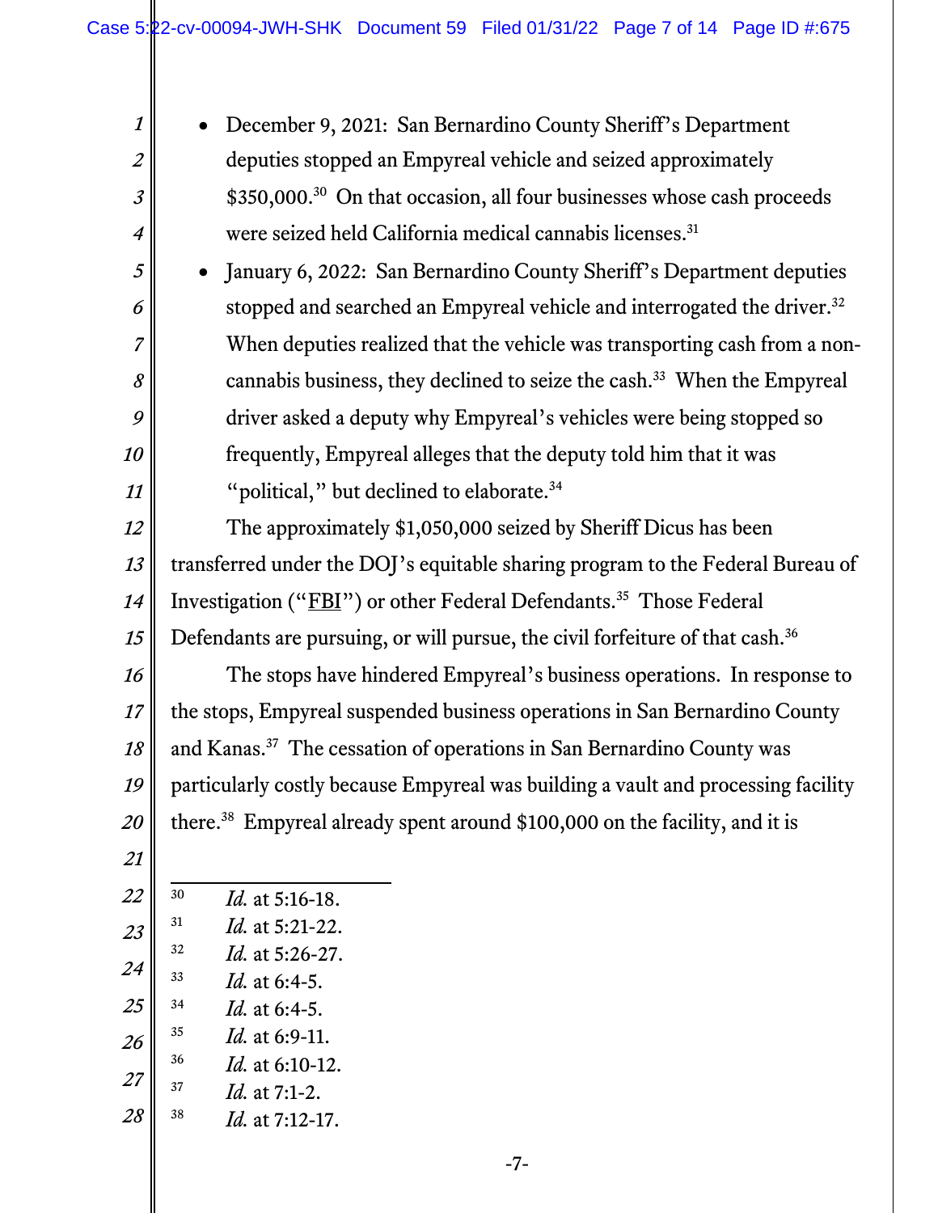- December 9, 2021: San Bernardino County Sheriff's Department deputies stopped an Empyreal vehicle and seized approximately $350,000.[30] On that occasion, all four businesses whose cash proceeds were seized held California medical cannabis licenses.[31]
- January 6, 2022: San Bernardino County Sheriff's Department deputies stopped and searched an Empyreal vehicle and interrogated the driver.[32] When deputies realized that the vehicle was transporting cash from a non-cannabis business, they declined to seize the cash.[33] When the Empyreal driver asked a deputy why Empyreal's vehicles were being stopped so frequently, Empyreal alleges that the deputy told him that it was "political," but declined to elaborate.[34]

The approximately $1,050,000 seized by Sheriff Dicus has been transferred under the DOJ's equitable sharing program to the Federal Bureau of Investigation ("FBI") or other Federal Defendants.[35] Those Federal Defendants are pursuing, or will pursue, the civil forfeiture of that cash.[36]

The stops have hindered Empyreal's business operations. In response to the stops, Empyreal suspended business operations in San Bernardino County and Kanas.[37] The cessation of operations in San Bernardino County was particularly costly because Empyreal was building a vault and processing facility there.[38] Empyreal already spent around $100,000 on the facility, and it is

---

[30] *Id.* at 5:16-18.

[31] *Id.* at 5:21-22.

[32] *Id.* at 5:26-27.

[33] *Id.* at 6:4-5.

[34] *Id.* at 6:4-5.

[35] *Id.* at 6:9-11.

[36] *Id.* at 6:10-12.

[37] *Id.* at 7:1-2.

[38] *Id.* at 7:12-17.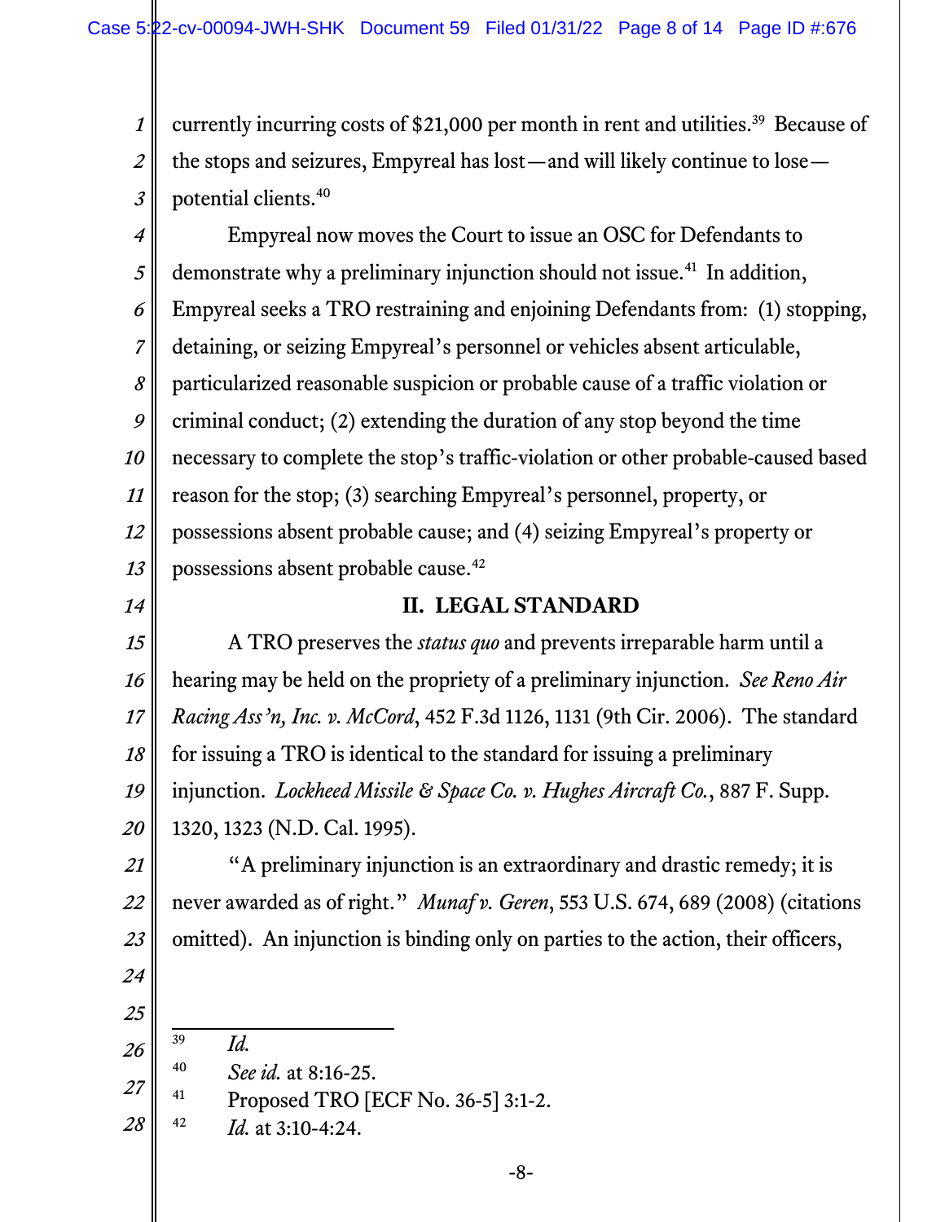currently incurring costs of $21,000 per month in rent and utilities.[39] Because of the stops and seizures, Empyreal has lost—and will likely continue to lose—potential clients.[40]

Empyreal now moves the Court to issue an OSC for Defendants to demonstrate why a preliminary injunction should not issue.[41] In addition, Empyreal seeks a TRO restraining and enjoining Defendants from: (1) stopping, detaining, or seizing Empyreal's personnel or vehicles absent articulable, particularized reasonable suspicion or probable cause of a traffic violation or criminal conduct; (2) extending the duration of any stop beyond the time necessary to complete the stop's traffic-violation or other probable-caused based reason for the stop; (3) searching Empyreal's personnel, property, or possessions absent probable cause; and (4) seizing Empyreal's property or possessions absent probable cause.[42]

## II. LEGAL STANDARD

A TRO preserves the *status quo* and prevents irreparable harm until a hearing may be held on the propriety of a preliminary injunction. *See Reno Air Racing Ass'n, Inc. v. McCord*, 452 F.3d 1126, 1131 (9th Cir. 2006). The standard for issuing a TRO is identical to the standard for issuing a preliminary injunction. *Lockheed Missile & Space Co. v. Hughes Aircraft Co.*, 887 F. Supp. 1320, 1323 (N.D. Cal. 1995).

"A preliminary injunction is an extraordinary and drastic remedy; it is never awarded as of right." *Munaf v. Geren*, 553 U.S. 674, 689 (2008) (citations omitted). An injunction is binding only on parties to the action, their officers,

---

[39] *Id.*

[40] *See id.* at 8:16-25.

[41] Proposed TRO [ECF No. 36-5] 3:1-2.

[42] *Id.* at 3:10-4:24.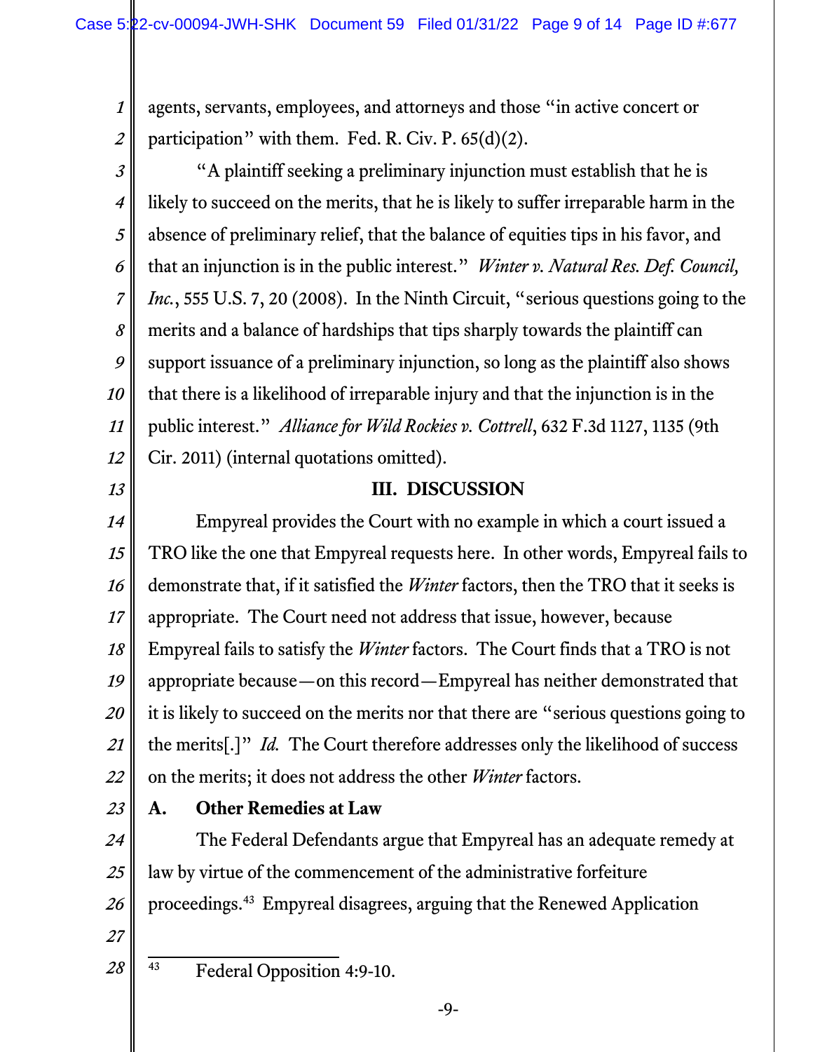agents, servants, employees, and attorneys and those "in active concert or participation" with them. Fed. R. Civ. P. 65(d)(2).

"A plaintiff seeking a preliminary injunction must establish that he is likely to succeed on the merits, that he is likely to suffer irreparable harm in the absence of preliminary relief, that the balance of equities tips in his favor, and that an injunction is in the public interest." *Winter v. Natural Res. Def. Council, Inc.*, 555 U.S. 7, 20 (2008). In the Ninth Circuit, "serious questions going to the merits and a balance of hardships that tips sharply towards the plaintiff can support issuance of a preliminary injunction, so long as the plaintiff also shows that there is a likelihood of irreparable injury and that the injunction is in the public interest." *Alliance for Wild Rockies v. Cottrell*, 632 F.3d 1127, 1135 (9th Cir. 2011) (internal quotations omitted).

## III. DISCUSSION

Empyreal provides the Court with no example in which a court issued a TRO like the one that Empyreal requests here. In other words, Empyreal fails to demonstrate that, if it satisfied the *Winter* factors, then the TRO that it seeks is appropriate. The Court need not address that issue, however, because Empyreal fails to satisfy the *Winter* factors. The Court finds that a TRO is not appropriate because—on this record—Empyreal has neither demonstrated that it is likely to succeed on the merits nor that there are "serious questions going to the merits[.]" *Id.* The Court therefore addresses only the likelihood of success on the merits; it does not address the other *Winter* factors.

### A. Other Remedies at Law

The Federal Defendants argue that Empyreal has an adequate remedy at law by virtue of the commencement of the administrative forfeiture proceedings.[43] Empyreal disagrees, arguing that the Renewed Application

---

[43] Federal Opposition 4:9-10.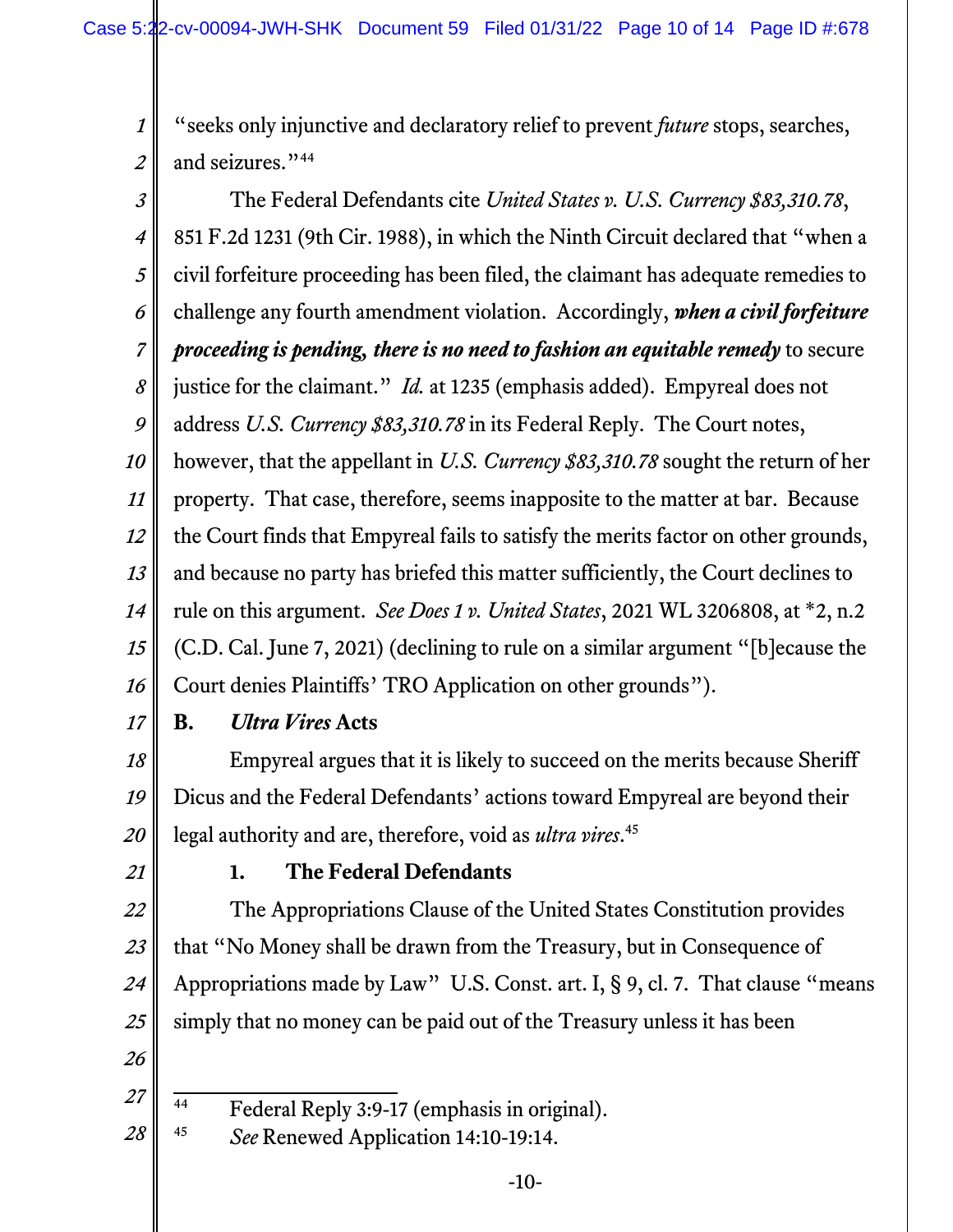"seeks only injunctive and declaratory relief to prevent *future* stops, searches, and seizures."[44]

The Federal Defendants cite *United States v. U.S. Currency $83,310.78*, 851 F.2d 1231 (9th Cir. 1988), in which the Ninth Circuit declared that "when a civil forfeiture proceeding has been filed, the claimant has adequate remedies to challenge any fourth amendment violation. Accordingly, ***when a civil forfeiture proceeding is pending, there is no need to fashion an equitable remedy*** to secure justice for the claimant." *Id.* at 1235 (emphasis added). Empyreal does not address *U.S. Currency $83,310.78* in its Federal Reply. The Court notes, however, that the appellant in *U.S. Currency $83,310.78* sought the return of her property. That case, therefore, seems inapposite to the matter at bar. Because the Court finds that Empyreal fails to satisfy the merits factor on other grounds, and because no party has briefed this matter sufficiently, the Court declines to rule on this argument. *See Does 1 v. United States*, 2021 WL 3206808, at *2, n.2 (C.D. Cal. June 7, 2021) (declining to rule on a similar argument "[b]ecause the Court denies Plaintiffs' TRO Application on other grounds").

## B. *Ultra Vires* Acts

Empyreal argues that it is likely to succeed on the merits because Sheriff Dicus and the Federal Defendants' actions toward Empyreal are beyond their legal authority and are, therefore, void as *ultra vires*.[45]

### 1. The Federal Defendants

The Appropriations Clause of the United States Constitution provides that "No Money shall be drawn from the Treasury, but in Consequence of Appropriations made by Law" U.S. Const. art. I, § 9, cl. 7. That clause "means simply that no money can be paid out of the Treasury unless it has been

---

[44] Federal Reply 3:9-17 (emphasis in original).

[45] *See* Renewed Application 14:10-19:14.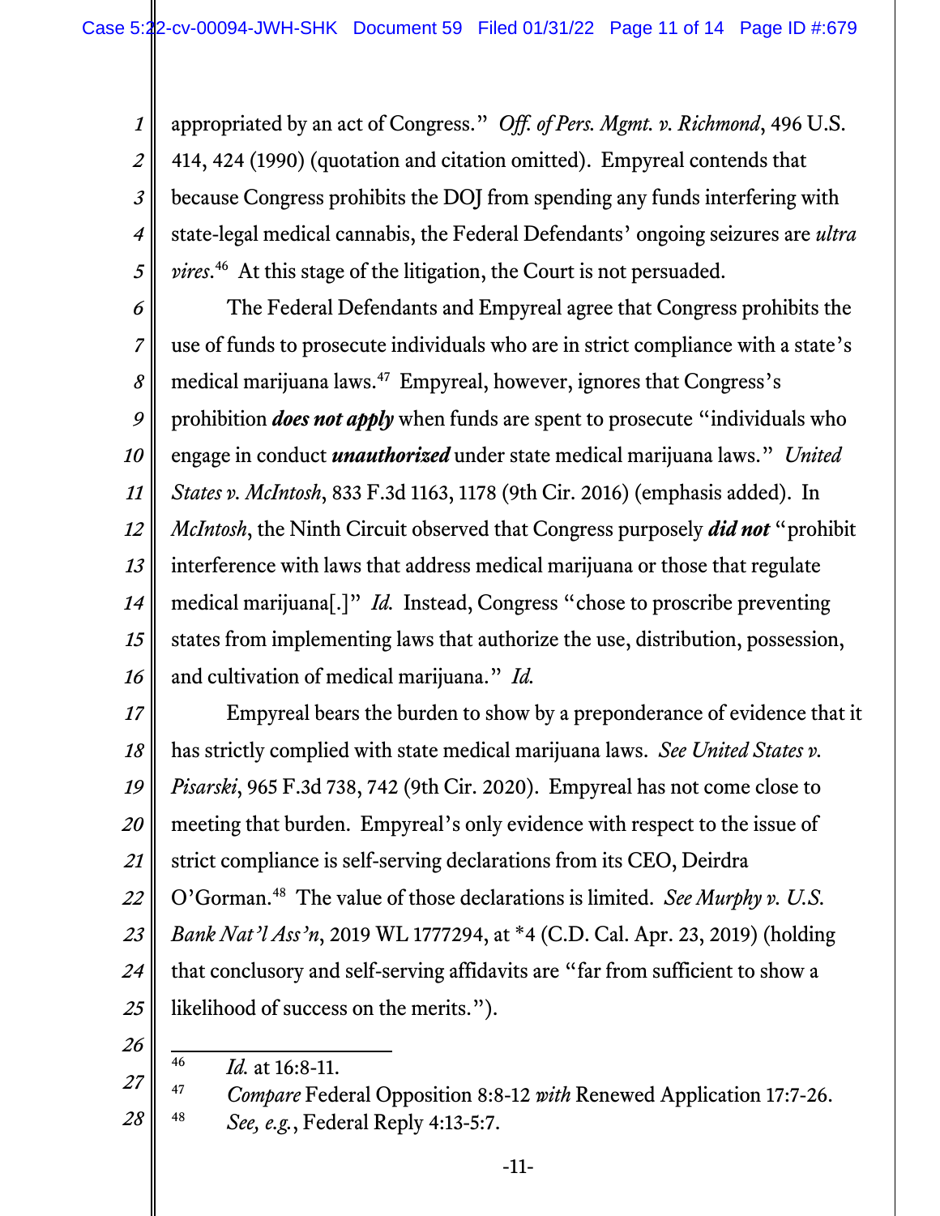appropriated by an act of Congress." *Off. of Pers. Mgmt. v. Richmond*, 496 U.S. 414, 424 (1990) (quotation and citation omitted). Empyreal contends that because Congress prohibits the DOJ from spending any funds interfering with state-legal medical cannabis, the Federal Defendants' ongoing seizures are *ultra vires*.[46] At this stage of the litigation, the Court is not persuaded.

The Federal Defendants and Empyreal agree that Congress prohibits the use of funds to prosecute individuals who are in strict compliance with a state's medical marijuana laws.[47] Empyreal, however, ignores that Congress's prohibition ***does not apply*** when funds are spent to prosecute "individuals who engage in conduct ***unauthorized*** under state medical marijuana laws." *United States v. McIntosh*, 833 F.3d 1163, 1178 (9th Cir. 2016) (emphasis added). In *McIntosh*, the Ninth Circuit observed that Congress purposely ***did not*** "prohibit interference with laws that address medical marijuana or those that regulate medical marijuana[.]" *Id.* Instead, Congress "chose to proscribe preventing states from implementing laws that authorize the use, distribution, possession, and cultivation of medical marijuana." *Id.*

Empyreal bears the burden to show by a preponderance of evidence that it has strictly complied with state medical marijuana laws. *See United States v. Pisarski*, 965 F.3d 738, 742 (9th Cir. 2020). Empyreal has not come close to meeting that burden. Empyreal's only evidence with respect to the issue of strict compliance is self-serving declarations from its CEO, Deirdra O'Gorman.[48] The value of those declarations is limited. *See Murphy v. U.S. Bank Nat'l Ass'n*, 2019 WL 1777294, at *4 (C.D. Cal. Apr. 23, 2019) (holding that conclusory and self-serving affidavits are "far from sufficient to show a likelihood of success on the merits.").

---

[46] *Id.* at 16:8-11.

[47] *Compare* Federal Opposition 8:8-12 *with* Renewed Application 17:7-26.

[48] *See, e.g.*, Federal Reply 4:13-5:7.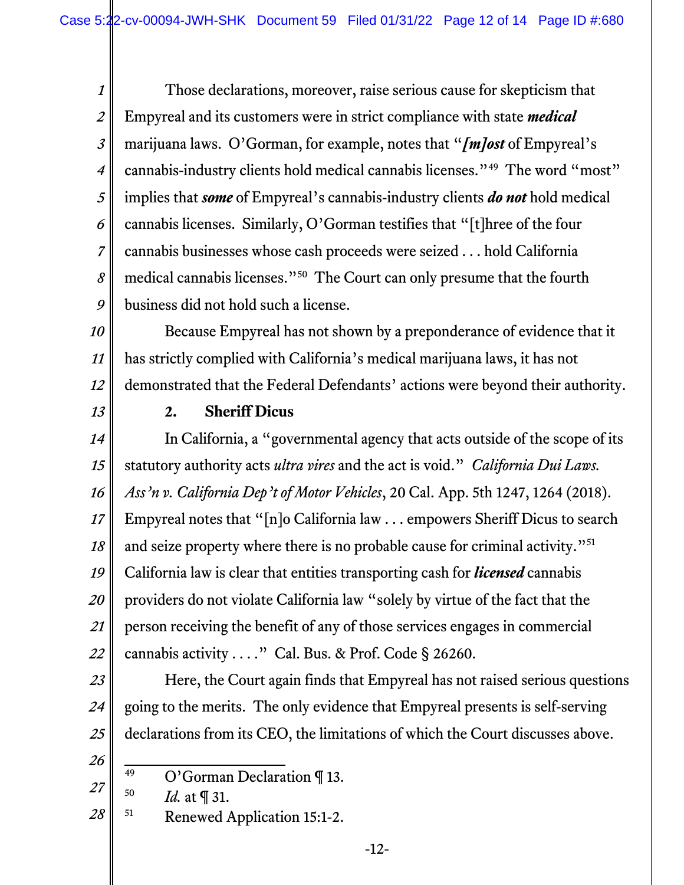Those declarations, moreover, raise serious cause for skepticism that Empyreal and its customers were in strict compliance with state ***medical*** marijuana laws. O'Gorman, for example, notes that "***[m]ost*** of Empyreal's cannabis-industry clients hold medical cannabis licenses."[49] The word "most" implies that ***some*** of Empyreal's cannabis-industry clients ***do not*** hold medical cannabis licenses. Similarly, O'Gorman testifies that "[t]hree of the four cannabis businesses whose cash proceeds were seized . . . hold California medical cannabis licenses."[50] The Court can only presume that the fourth business did not hold such a license.

Because Empyreal has not shown by a preponderance of evidence that it has strictly complied with California's medical marijuana laws, it has not demonstrated that the Federal Defendants' actions were beyond their authority.

**2. Sheriff Dicus**

In California, a "governmental agency that acts outside of the scope of its statutory authority acts *ultra vires* and the act is void." *California Dui Laws. Ass'n v. California Dep't of Motor Vehicles*, 20 Cal. App. 5th 1247, 1264 (2018). Empyreal notes that "[n]o California law . . . empowers Sheriff Dicus to search and seize property where there is no probable cause for criminal activity."[51] California law is clear that entities transporting cash for ***licensed*** cannabis providers do not violate California law "solely by virtue of the fact that the person receiving the benefit of any of those services engages in commercial cannabis activity . . . ." Cal. Bus. & Prof. Code § 26260.

Here, the Court again finds that Empyreal has not raised serious questions going to the merits. The only evidence that Empyreal presents is self-serving declarations from its CEO, the limitations of which the Court discusses above.

---

[49] O'Gorman Declaration ¶ 13.

[50] *Id.* at ¶ 31.

[51] Renewed Application 15:1-2.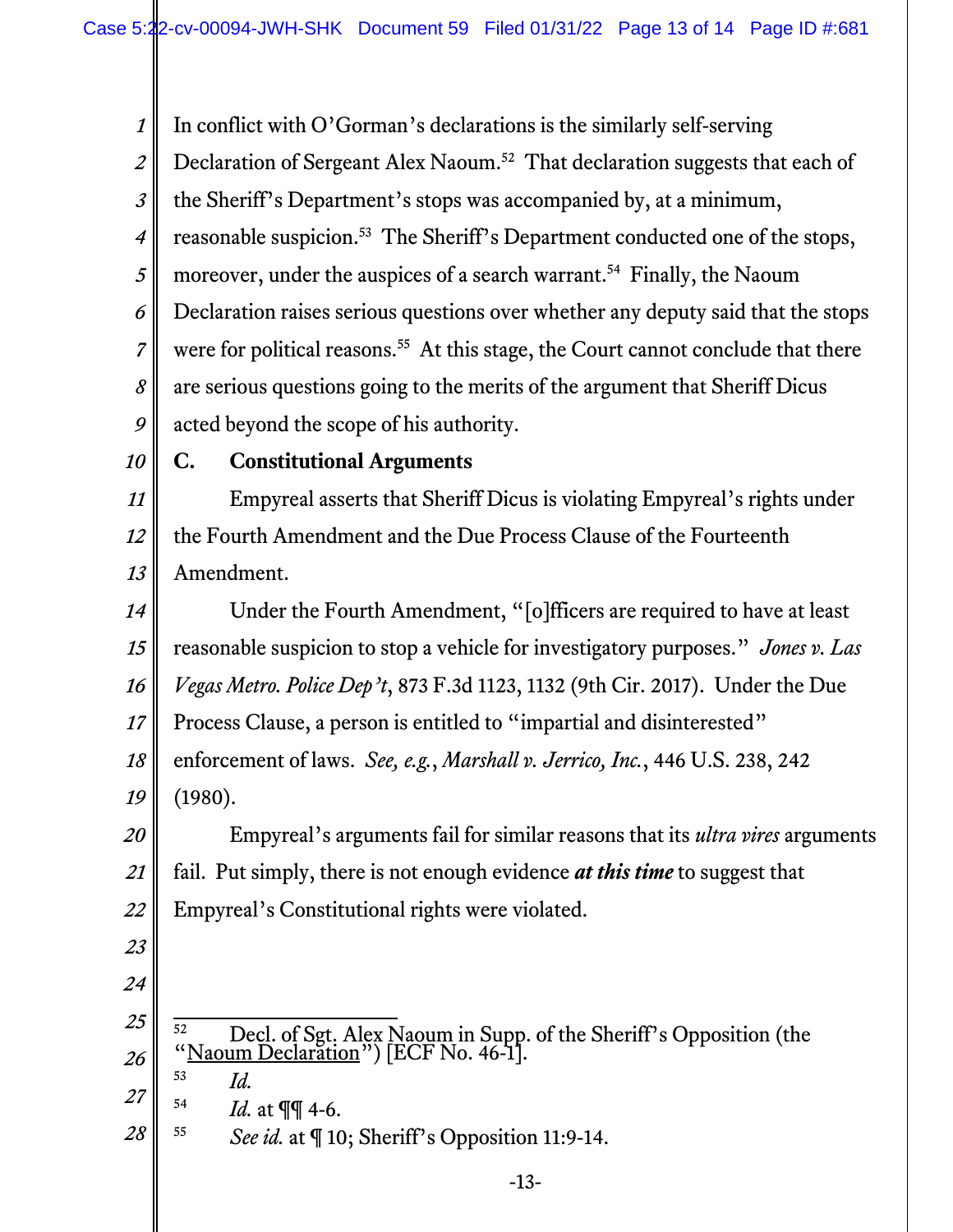In conflict with O'Gorman's declarations is the similarly self-serving Declaration of Sergeant Alex Naoum.[52] That declaration suggests that each of the Sheriff's Department's stops was accompanied by, at a minimum, reasonable suspicion.[53] The Sheriff's Department conducted one of the stops, moreover, under the auspices of a search warrant.[54] Finally, the Naoum Declaration raises serious questions over whether any deputy said that the stops were for political reasons.[55] At this stage, the Court cannot conclude that there are serious questions going to the merits of the argument that Sheriff Dicus acted beyond the scope of his authority.

### C. Constitutional Arguments

Empyreal asserts that Sheriff Dicus is violating Empyreal's rights under the Fourth Amendment and the Due Process Clause of the Fourteenth Amendment.

Under the Fourth Amendment, "[o]fficers are required to have at least reasonable suspicion to stop a vehicle for investigatory purposes." *Jones v. Las Vegas Metro. Police Dep't*, 873 F.3d 1123, 1132 (9th Cir. 2017). Under the Due Process Clause, a person is entitled to "impartial and disinterested" enforcement of laws. *See, e.g.*, *Marshall v. Jerrico, Inc.*, 446 U.S. 238, 242 (1980).

Empyreal's arguments fail for similar reasons that its *ultra vires* arguments fail. Put simply, there is not enough evidence ***at this time*** to suggest that Empyreal's Constitutional rights were violated.

---

[52] Decl. of Sgt. Alex Naoum in Supp. of the Sheriff's Opposition (the "Naoum Declaration") [ECF No. 46-1].

[53] *Id.*

[54] *Id.* at ¶¶ 4-6.

[55] *See id.* at ¶ 10; Sheriff's Opposition 11:9-14.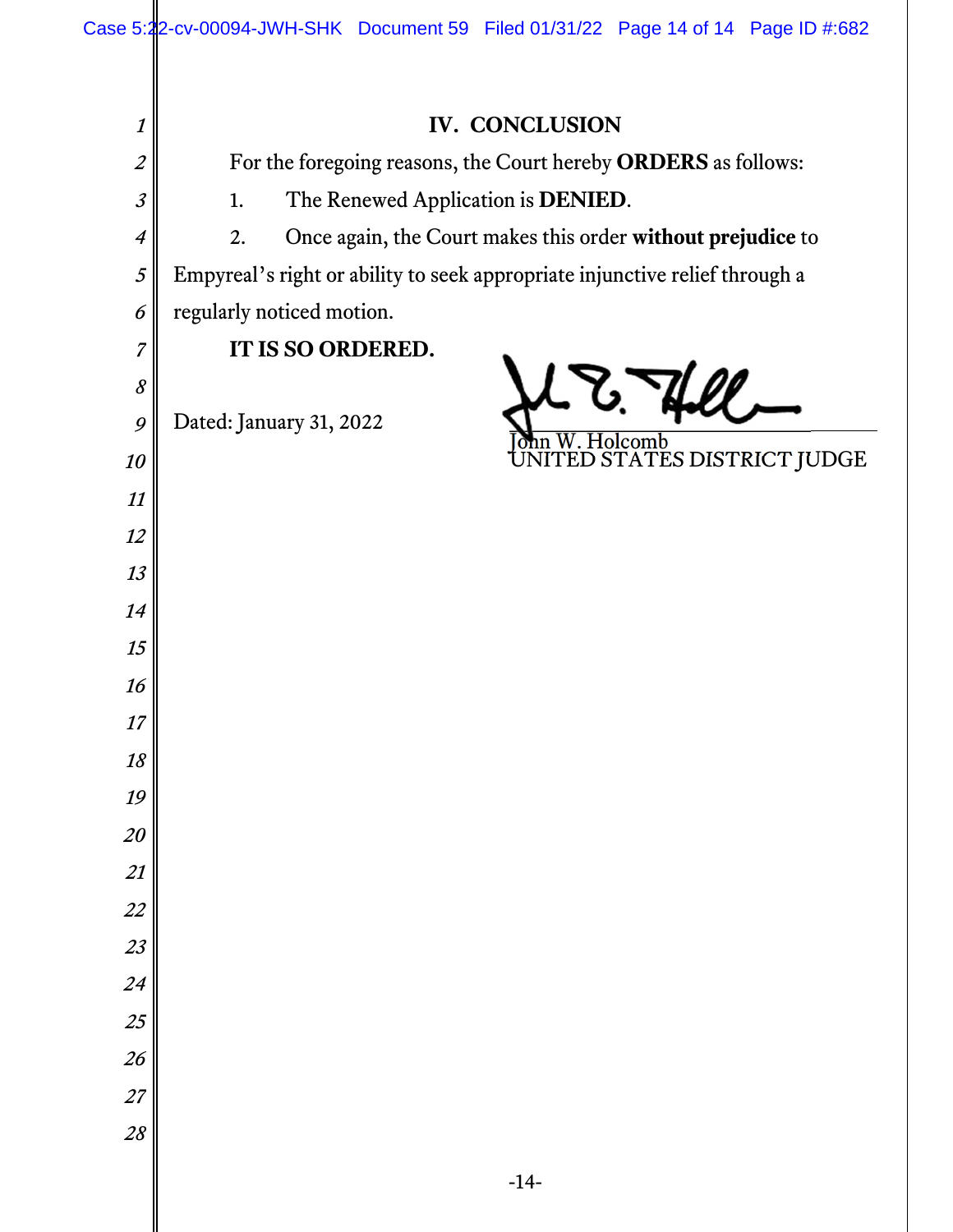## IV. CONCLUSION

For the foregoing reasons, the Court hereby **ORDERS** as follows:

1. The Renewed Application is **DENIED**.
2. Once again, the Court makes this order **without prejudice** to Empyreal's right or ability to seek appropriate injunctive relief through a regularly noticed motion.

**IT IS SO ORDERED.**

Dated: January 31, 2022

John W. Holcomb
UNITED STATES DISTRICT JUDGE